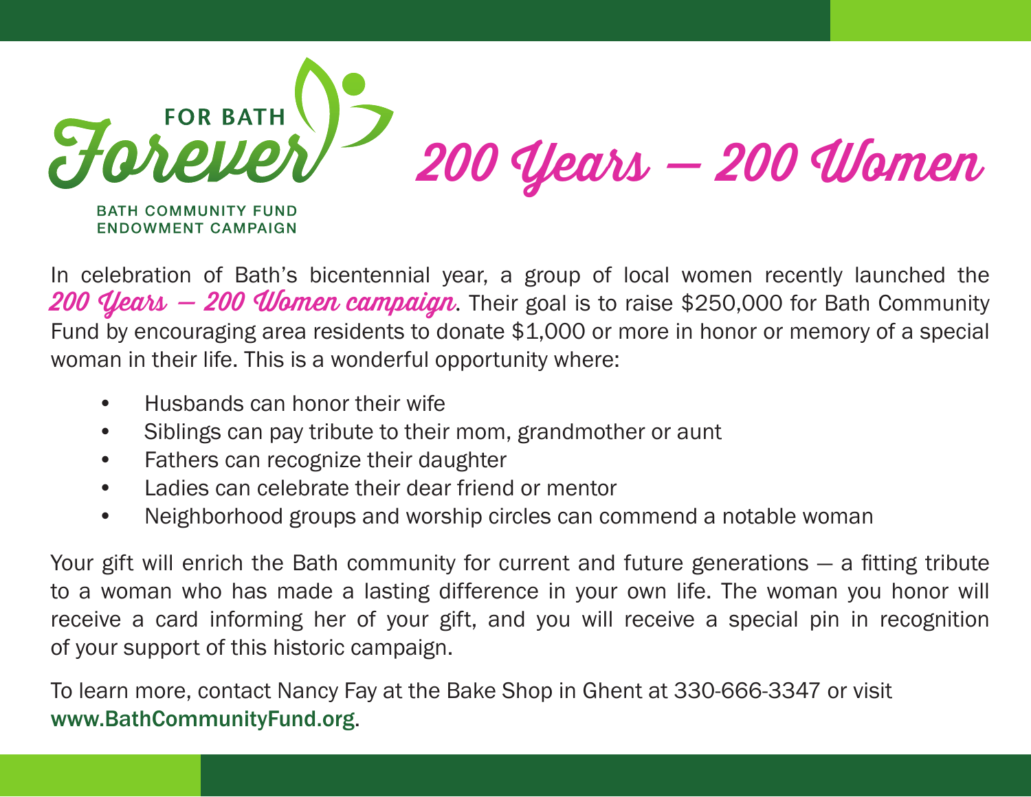FOR BATH

Forever

BATH COMMUNITY FUND
ENDOWMENT CAMPAIGN

# 200 Years – 200 Women

In celebration of Bath's bicentennial year, a group of local women recently launched the ***200 Years – 200 Women campaign***. Their goal is to raise $250,000 for Bath Community Fund by encouraging area residents to donate $1,000 or more in honor or memory of a special woman in their life. This is a wonderful opportunity where:

- Husbands can honor their wife
- Siblings can pay tribute to their mom, grandmother or aunt
- Fathers can recognize their daughter
- Ladies can celebrate their dear friend or mentor
- Neighborhood groups and worship circles can commend a notable woman

Your gift will enrich the Bath community for current and future generations – a fitting tribute to a woman who has made a lasting difference in your own life. The woman you honor will receive a card informing her of your gift, and you will receive a special pin in recognition of your support of this historic campaign.

To learn more, contact Nancy Fay at the Bake Shop in Ghent at 330-666-3347 or visit **www.BathCommunityFund.org**.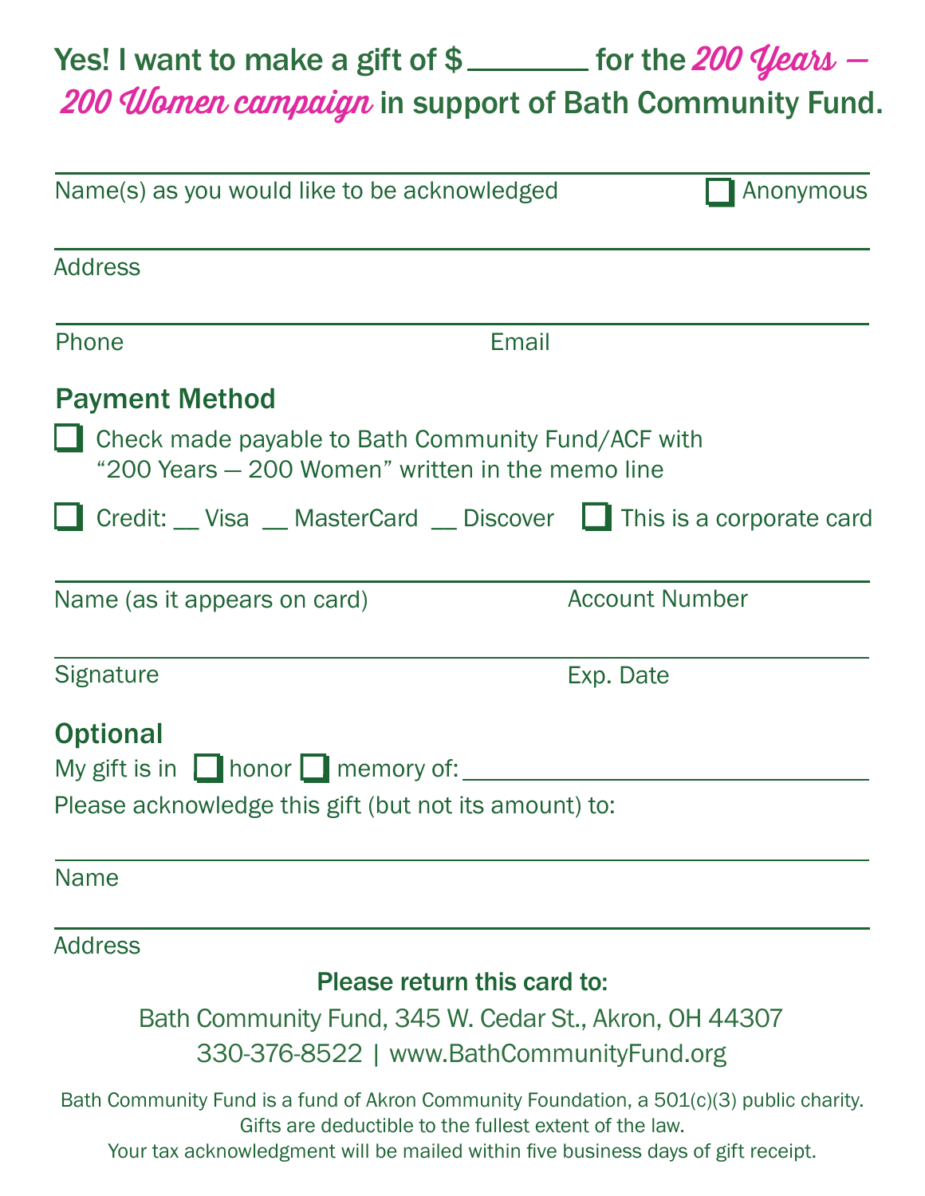## Yes! I want to make a gift of $________ for the *200 Years — 200 Women campaign* in support of Bath Community Fund.

Name(s) as you would like to be acknowledged ☐ Anonymous

Address

Phone Email

### Payment Method

☐ Check made payable to Bath Community Fund/ACF with "200 Years — 200 Women" written in the memo line

☐ Credit: __ Visa __ MasterCard __ Discover ☐ This is a corporate card

Name (as it appears on card) Account Number

Signature Exp. Date

### Optional

My gift is in ☐ honor ☐ memory of: ______________________

Please acknowledge this gift (but not its amount) to:

Name

Address

**Please return this card to:**

Bath Community Fund, 345 W. Cedar St., Akron, OH 44307

330-376-8522 | www.BathCommunityFund.org

Bath Community Fund is a fund of Akron Community Foundation, a 501(c)(3) public charity. Gifts are deductible to the fullest extent of the law. Your tax acknowledgment will be mailed within five business days of gift receipt.